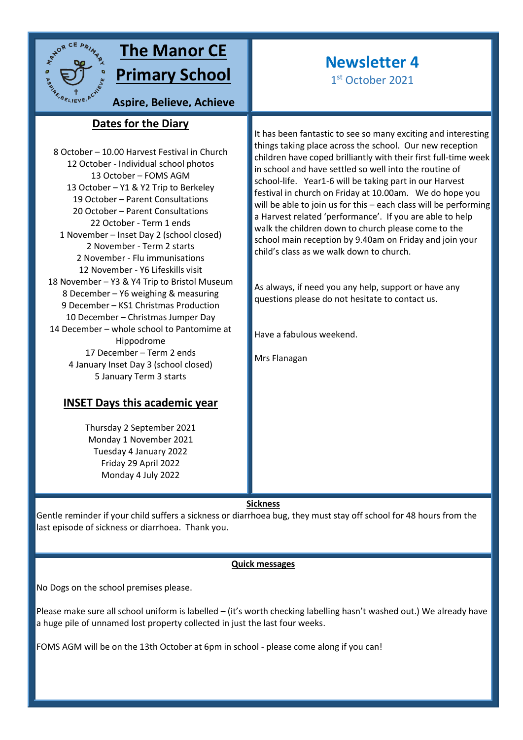# The Manor CE Primary School

**Aspire, Believe, Achieve**

## Newsletter 4

1st October 2021

## Dates for the Diary

8 October – 10.00 Harvest Festival in Church
12 October - Individual school photos
13 October – FOMS AGM
13 October – Y1 & Y2 Trip to Berkeley
19 October – Parent Consultations
20 October – Parent Consultations
22 October - Term 1 ends
1 November – Inset Day 2 (school closed)
2 November - Term 2 starts
2 November - Flu immunisations
12 November - Y6 Lifeskills visit
18 November – Y3 & Y4 Trip to Bristol Museum
8 December – Y6 weighing & measuring
9 December – KS1 Christmas Production
10 December – Christmas Jumper Day
14 December – whole school to Pantomime at Hippodrome
17 December – Term 2 ends
4 January Inset Day 3 (school closed)
5 January Term 3 starts

## INSET Days this academic year

Thursday 2 September 2021
Monday 1 November 2021
Tuesday 4 January 2022
Friday 29 April 2022
Monday 4 July 2022

It has been fantastic to see so many exciting and interesting things taking place across the school. Our new reception children have coped brilliantly with their first full-time week in school and have settled so well into the routine of school-life. Year1-6 will be taking part in our Harvest festival in church on Friday at 10.00am. We do hope you will be able to join us for this – each class will be performing a Harvest related 'performance'. If you are able to help walk the children down to church please come to the school main reception by 9.40am on Friday and join your child's class as we walk down to church.

As always, if need you any help, support or have any questions please do not hesitate to contact us.

Have a fabulous weekend.

Mrs Flanagan

## Sickness

Gentle reminder if your child suffers a sickness or diarrhoea bug, they must stay off school for 48 hours from the last episode of sickness or diarrhoea. Thank you.

## Quick messages

No Dogs on the school premises please.

Please make sure all school uniform is labelled – (it's worth checking labelling hasn't washed out.) We already have a huge pile of unnamed lost property collected in just the last four weeks.

FOMS AGM will be on the 13th October at 6pm in school - please come along if you can!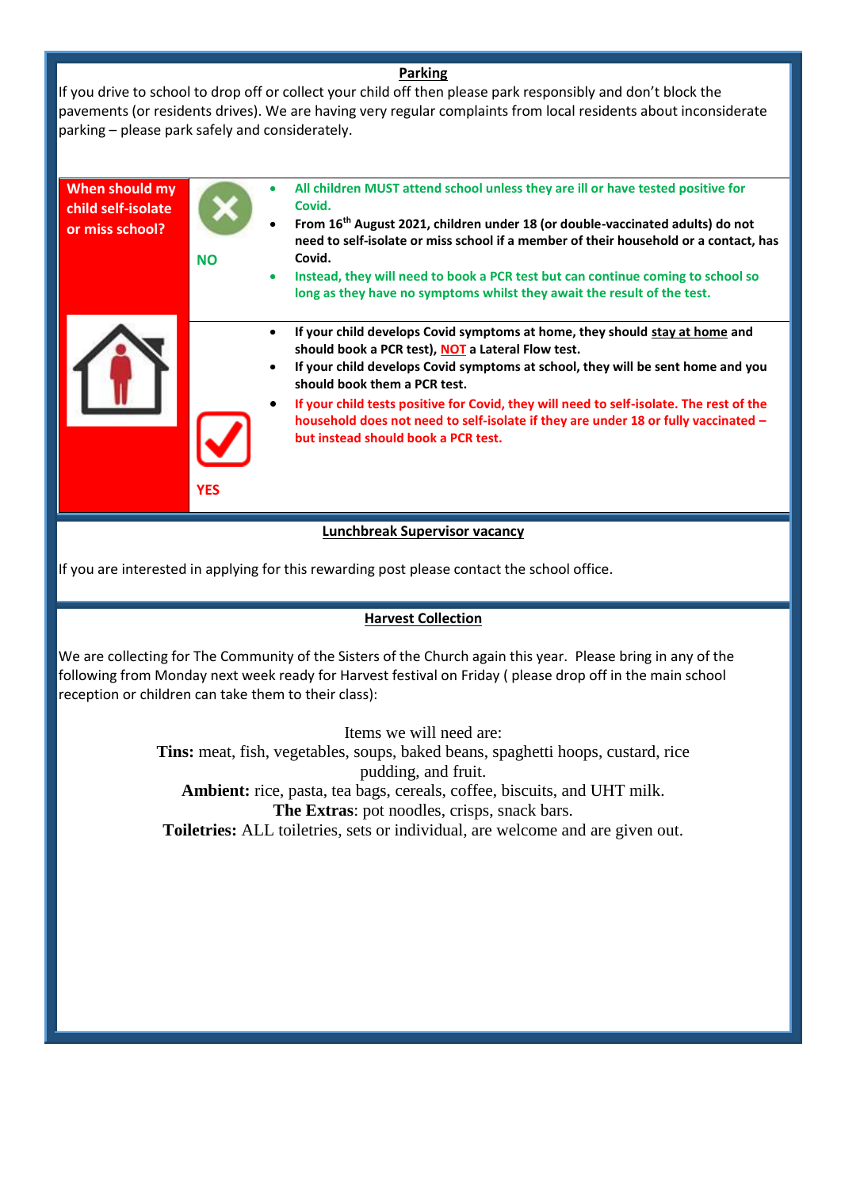## Parking

If you drive to school to drop off or collect your child off then please park responsibly and don't block the pavements (or residents drives). We are having very regular complaints from local residents about inconsiderate parking – please park safely and considerately.

| When should my child self-isolate or miss school? | | |
|---|---|---|
| | **NO** | <ul><li>**All children MUST attend school unless they are ill or have tested positive for Covid.**</li><li>**From 16th August 2021, children under 18 (or double-vaccinated adults) do not need to self-isolate or miss school if a member of their household or a contact, has Covid.**</li><li>**Instead, they will need to book a PCR test but can continue coming to school so long as they have no symptoms whilst they await the result of the test.**</li></ul> |
| | **YES** | <ul><li>**If your child develops Covid symptoms at home, they should stay at home and should book a PCR test), NOT a Lateral Flow test.**</li><li>**If your child develops Covid symptoms at school, they will be sent home and you should book them a PCR test.**</li><li>**If your child tests positive for Covid, they will need to self-isolate. The rest of the household does not need to self-isolate if they are under 18 or fully vaccinated – but instead should book a PCR test.**</li></ul> |

## Lunchbreak Supervisor vacancy

If you are interested in applying for this rewarding post please contact the school office.

## Harvest Collection

We are collecting for The Community of the Sisters of the Church again this year. Please bring in any of the following from Monday next week ready for Harvest festival on Friday ( please drop off in the main school reception or children can take them to their class):

Items we will need are:

**Tins:** meat, fish, vegetables, soups, baked beans, spaghetti hoops, custard, rice pudding, and fruit.

**Ambient:** rice, pasta, tea bags, cereals, coffee, biscuits, and UHT milk.

**The Extras**: pot noodles, crisps, snack bars.

**Toiletries:** ALL toiletries, sets or individual, are welcome and are given out.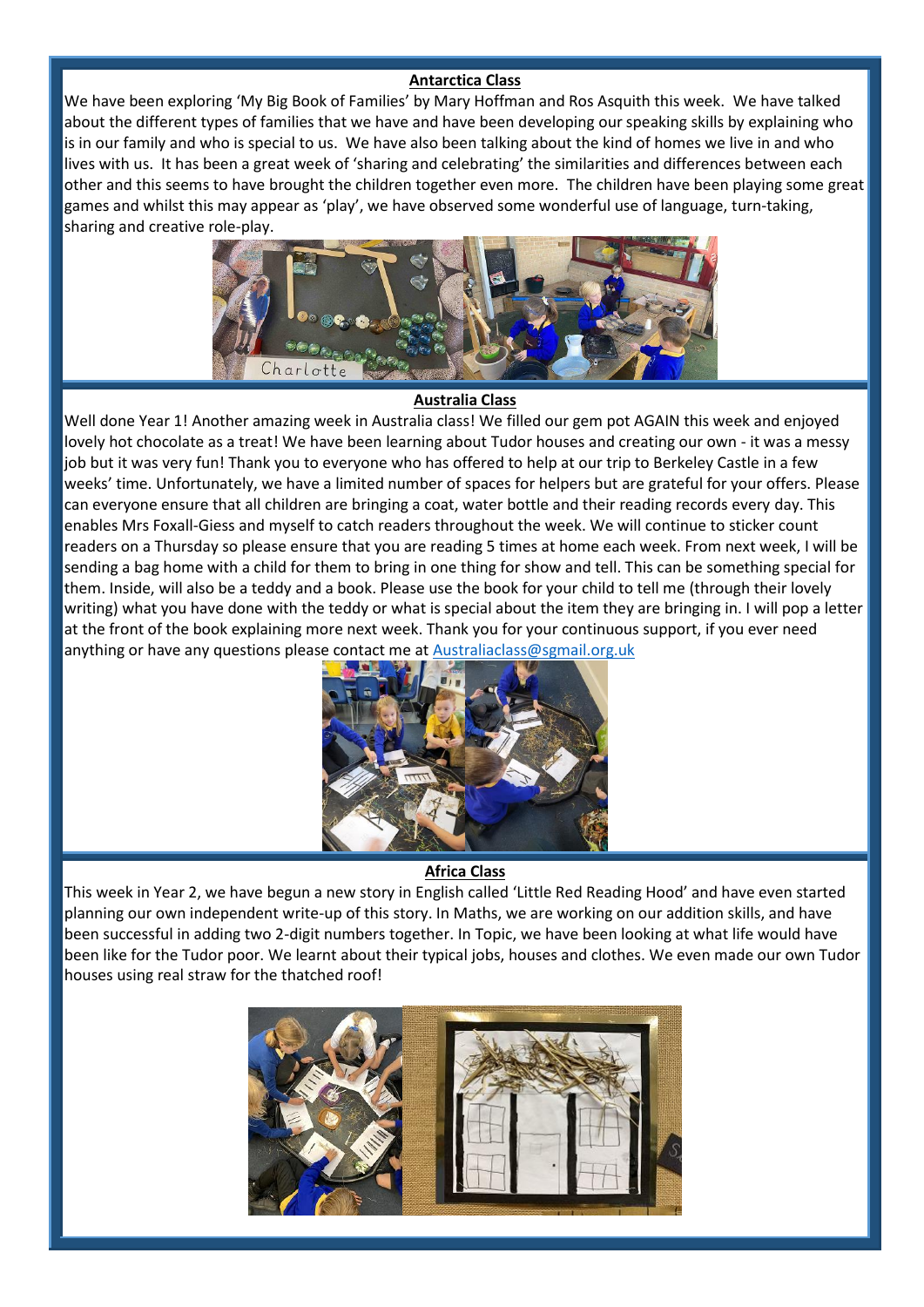## Antarctica Class

We have been exploring 'My Big Book of Families' by Mary Hoffman and Ros Asquith this week. We have talked about the different types of families that we have and have been developing our speaking skills by explaining who is in our family and who is special to us. We have also been talking about the kind of homes we live in and who lives with us. It has been a great week of 'sharing and celebrating' the similarities and differences between each other and this seems to have brought the children together even more. The children have been playing some great games and whilst this may appear as 'play', we have observed some wonderful use of language, turn-taking, sharing and creative role-play.

## Australia Class

Well done Year 1! Another amazing week in Australia class! We filled our gem pot AGAIN this week and enjoyed lovely hot chocolate as a treat! We have been learning about Tudor houses and creating our own - it was a messy job but it was very fun! Thank you to everyone who has offered to help at our trip to Berkeley Castle in a few weeks' time. Unfortunately, we have a limited number of spaces for helpers but are grateful for your offers. Please can everyone ensure that all children are bringing a coat, water bottle and their reading records every day. This enables Mrs Foxall-Giess and myself to catch readers throughout the week. We will continue to sticker count readers on a Thursday so please ensure that you are reading 5 times at home each week. From next week, I will be sending a bag home with a child for them to bring in one thing for show and tell. This can be something special for them. Inside, will also be a teddy and a book. Please use the book for your child to tell me (through their lovely writing) what you have done with the teddy or what is special about the item they are bringing in. I will pop a letter at the front of the book explaining more next week. Thank you for your continuous support, if you ever need anything or have any questions please contact me at Australiaclass@sgmail.org.uk

## Africa Class

This week in Year 2, we have begun a new story in English called 'Little Red Reading Hood' and have even started planning our own independent write-up of this story. In Maths, we are working on our addition skills, and have been successful in adding two 2-digit numbers together. In Topic, we have been looking at what life would have been like for the Tudor poor. We learnt about their typical jobs, houses and clothes. We even made our own Tudor houses using real straw for the thatched roof!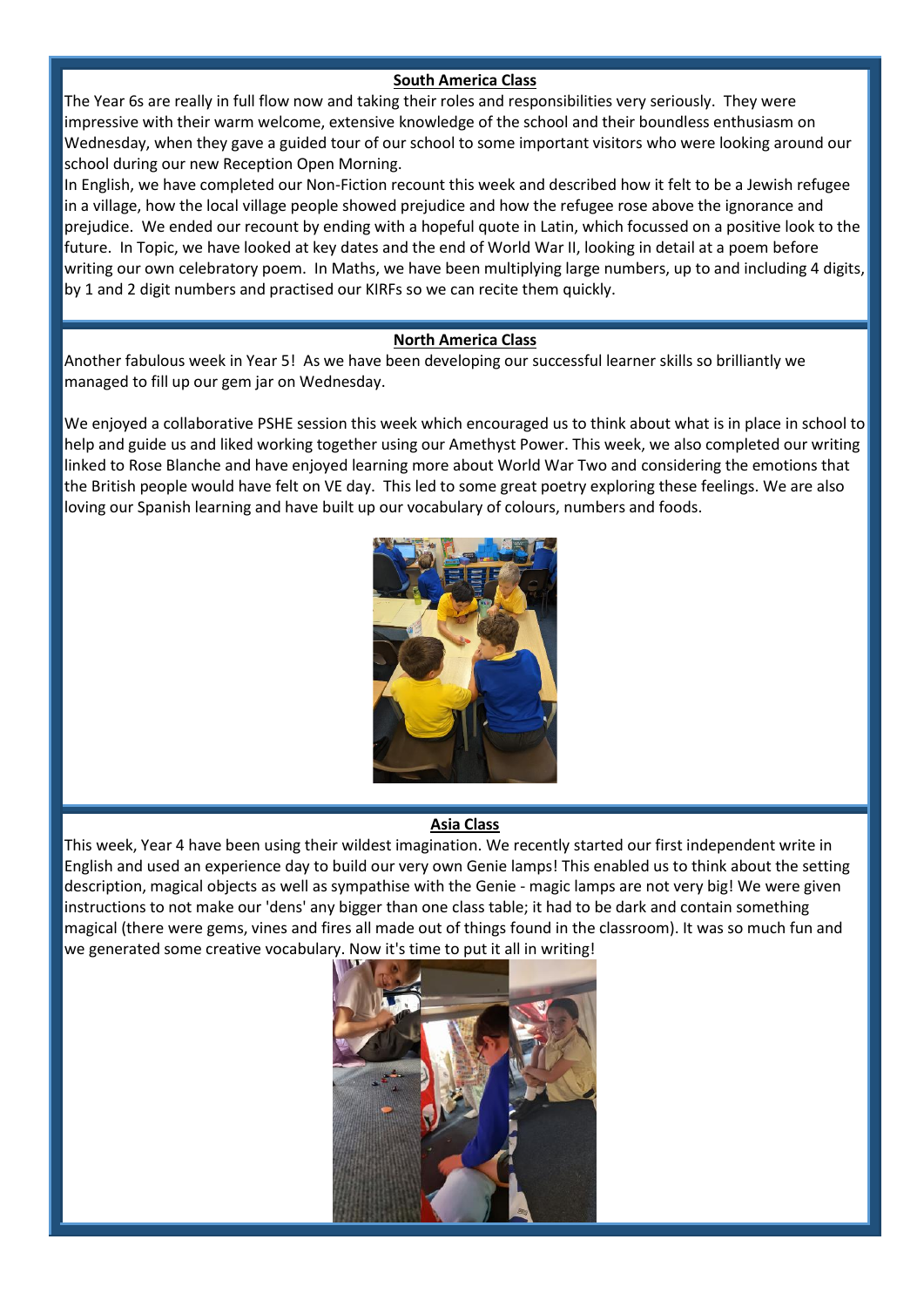## South America Class

The Year 6s are really in full flow now and taking their roles and responsibilities very seriously. They were impressive with their warm welcome, extensive knowledge of the school and their boundless enthusiasm on Wednesday, when they gave a guided tour of our school to some important visitors who were looking around our school during our new Reception Open Morning.

In English, we have completed our Non-Fiction recount this week and described how it felt to be a Jewish refugee in a village, how the local village people showed prejudice and how the refugee rose above the ignorance and prejudice. We ended our recount by ending with a hopeful quote in Latin, which focussed on a positive look to the future. In Topic, we have looked at key dates and the end of World War II, looking in detail at a poem before writing our own celebratory poem. In Maths, we have been multiplying large numbers, up to and including 4 digits, by 1 and 2 digit numbers and practised our KIRFs so we can recite them quickly.

## North America Class

Another fabulous week in Year 5! As we have been developing our successful learner skills so brilliantly we managed to fill up our gem jar on Wednesday.

We enjoyed a collaborative PSHE session this week which encouraged us to think about what is in place in school to help and guide us and liked working together using our Amethyst Power. This week, we also completed our writing linked to Rose Blanche and have enjoyed learning more about World War Two and considering the emotions that the British people would have felt on VE day. This led to some great poetry exploring these feelings. We are also loving our Spanish learning and have built up our vocabulary of colours, numbers and foods.

## Asia Class

This week, Year 4 have been using their wildest imagination. We recently started our first independent write in English and used an experience day to build our very own Genie lamps! This enabled us to think about the setting description, magical objects as well as sympathise with the Genie - magic lamps are not very big! We were given instructions to not make our 'dens' any bigger than one class table; it had to be dark and contain something magical (there were gems, vines and fires all made out of things found in the classroom). It was so much fun and we generated some creative vocabulary. Now it's time to put it all in writing!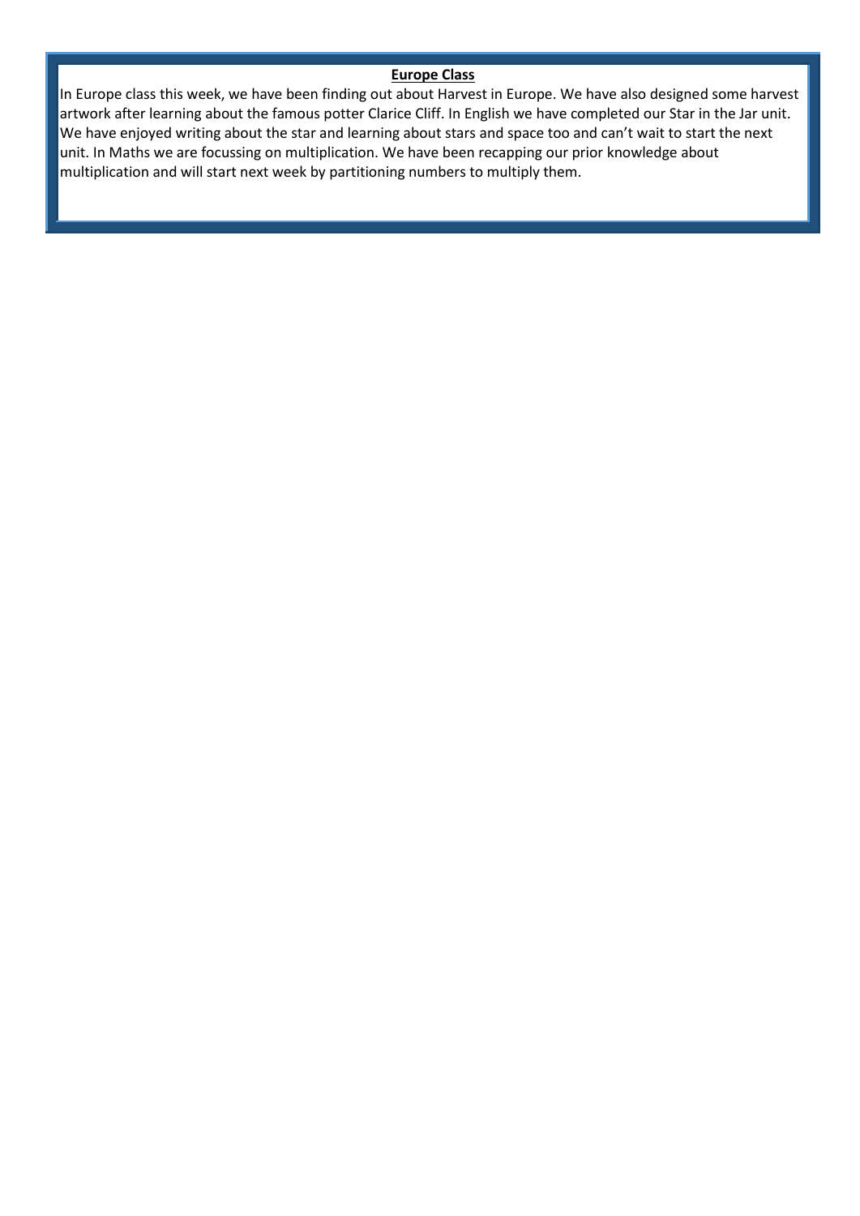## Europe Class

In Europe class this week, we have been finding out about Harvest in Europe. We have also designed some harvest artwork after learning about the famous potter Clarice Cliff. In English we have completed our Star in the Jar unit. We have enjoyed writing about the star and learning about stars and space too and can't wait to start the next unit. In Maths we are focussing on multiplication. We have been recapping our prior knowledge about multiplication and will start next week by partitioning numbers to multiply them.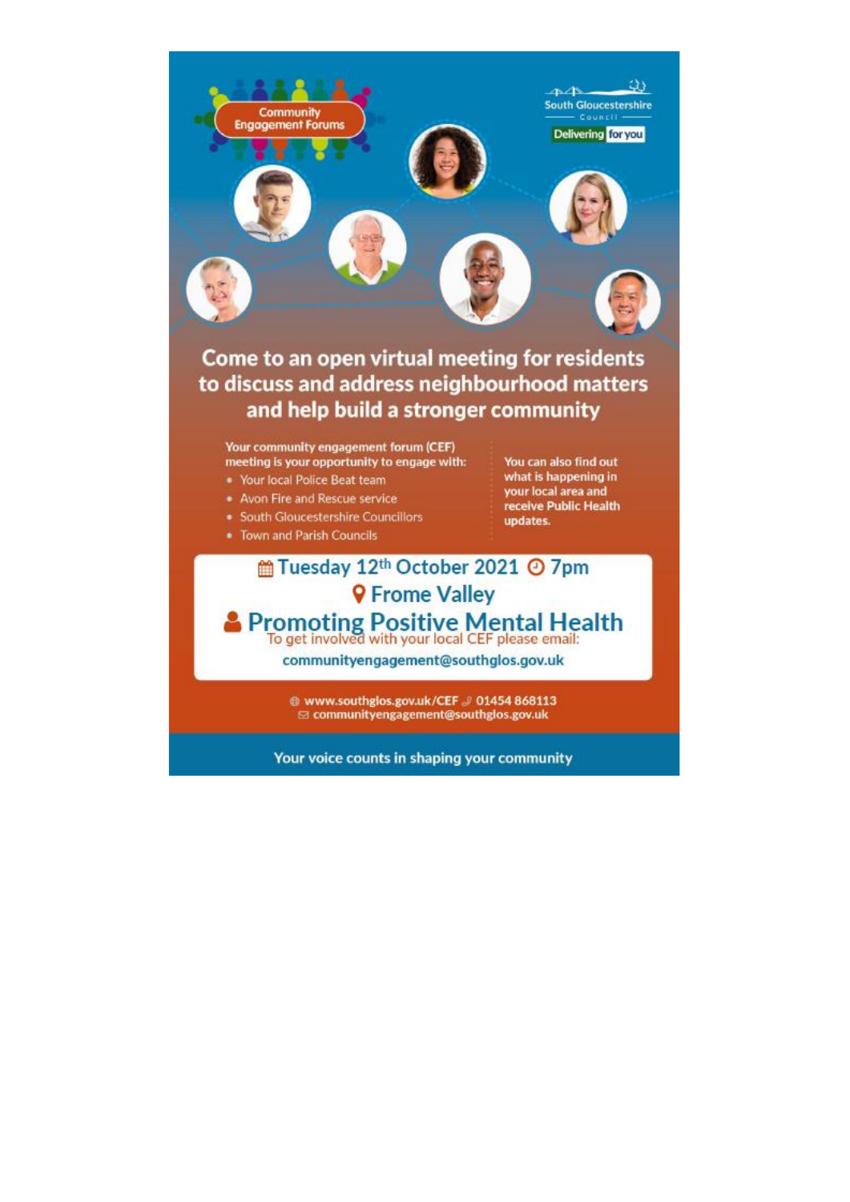Community Engagement Forums

South Gloucestershire Council

Delivering for you

## Come to an open virtual meeting for residents to discuss and address neighbourhood matters and help build a stronger community

**Your community engagement forum (CEF) meeting is your opportunity to engage with:**

- Your local Police Beat team
- Avon Fire and Rescue service
- South Gloucestershire Councillors
- Town and Parish Councils

**You can also find out what is happening in your local area and receive Public Health updates.**

**Tuesday 12th October 2021 7pm**

**Frome Valley**

**Promoting Positive Mental Health**

To get involved with your local CEF please email:

**communityengagement@southglos.gov.uk**

www.southglos.gov.uk/CEF 01454 868113
communityengagement@southglos.gov.uk

Your voice counts in shaping your community